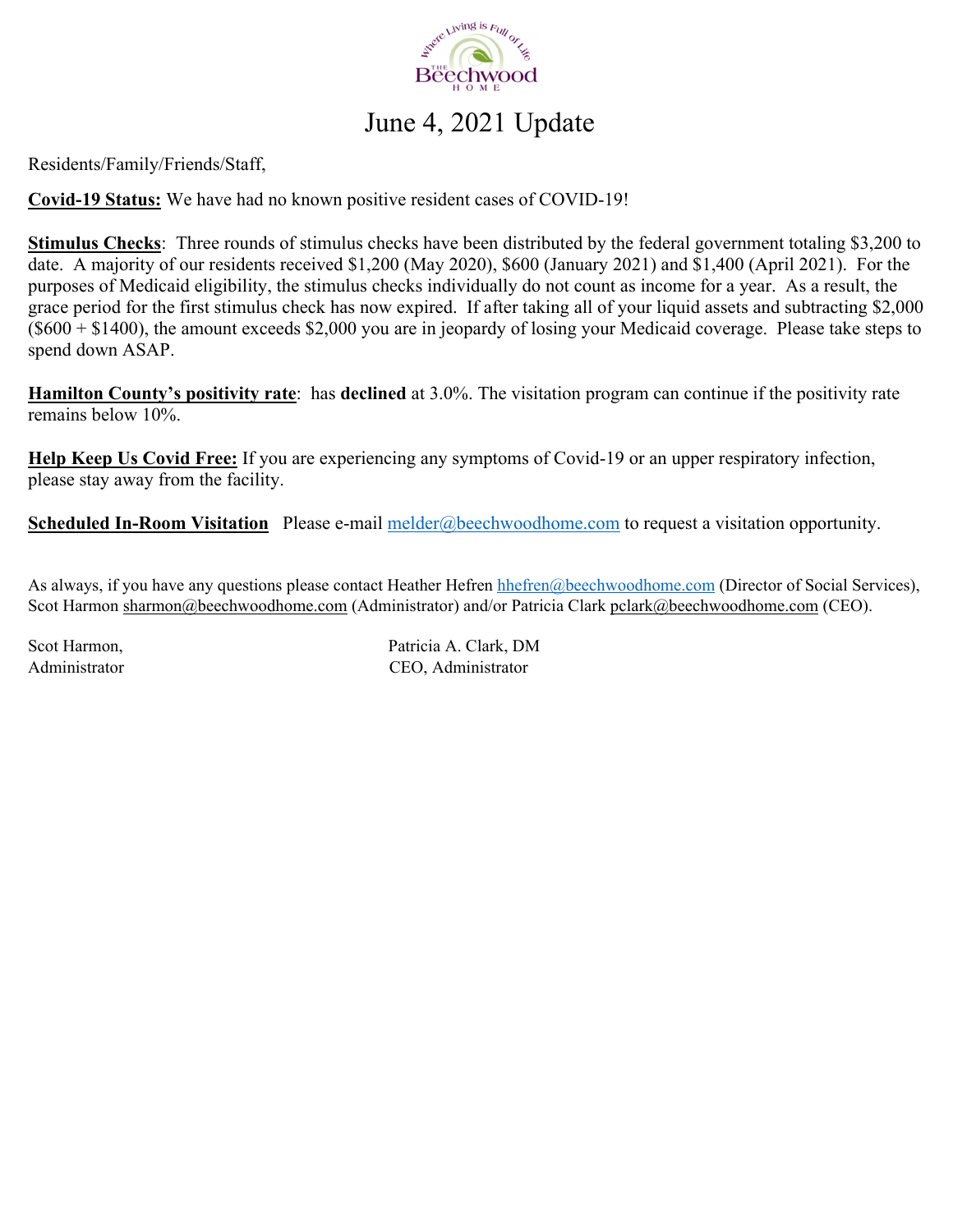# June 4, 2021 Update

Residents/Family/Friends/Staff,

**Covid-19 Status:** We have had no known positive resident cases of COVID-19!

**Stimulus Checks**: Three rounds of stimulus checks have been distributed by the federal government totaling $3,200 to date. A majority of our residents received $1,200 (May 2020), $600 (January 2021) and $1,400 (April 2021). For the purposes of Medicaid eligibility, the stimulus checks individually do not count as income for a year. As a result, the grace period for the first stimulus check has now expired. If after taking all of your liquid assets and subtracting $2,000 ($600 + $1400), the amount exceeds $2,000 you are in jeopardy of losing your Medicaid coverage. Please take steps to spend down ASAP.

**Hamilton County's positivity rate**: has **declined** at 3.0%. The visitation program can continue if the positivity rate remains below 10%.

**Help Keep Us Covid Free:** If you are experiencing any symptoms of Covid-19 or an upper respiratory infection, please stay away from the facility.

**Scheduled In-Room Visitation** Please e-mail melder@beechwoodhome.com to request a visitation opportunity.

As always, if you have any questions please contact Heather Hefren hhefren@beechwoodhome.com (Director of Social Services), Scot Harmon sharmon@beechwoodhome.com (Administrator) and/or Patricia Clark pclark@beechwoodhome.com (CEO).

Scot Harmon,
Administrator

Patricia A. Clark, DM
CEO, Administrator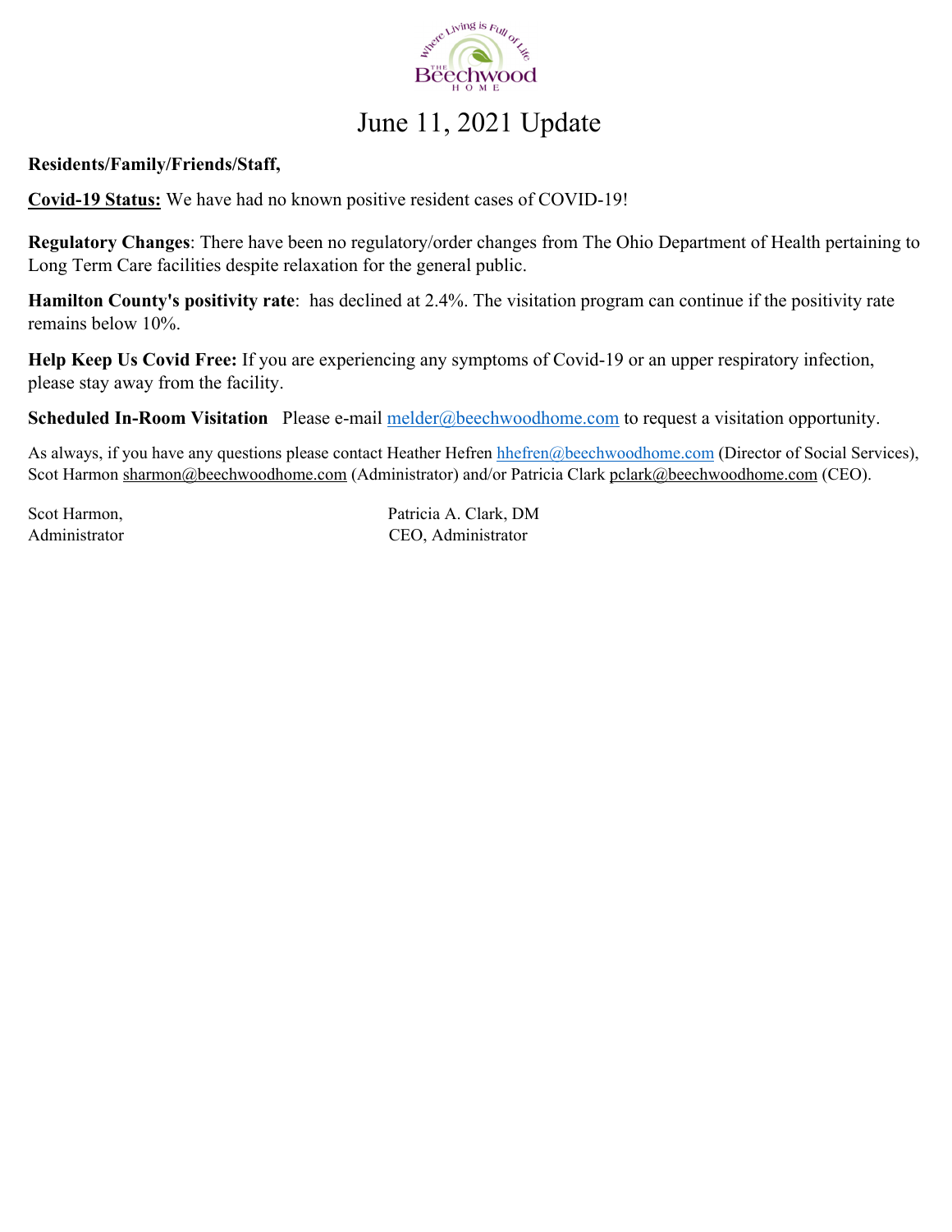# June 11, 2021 Update

**Residents/Family/Friends/Staff,**

**Covid-19 Status:** We have had no known positive resident cases of COVID-19!

**Regulatory Changes**: There have been no regulatory/order changes from The Ohio Department of Health pertaining to Long Term Care facilities despite relaxation for the general public.

**Hamilton County's positivity rate**: has declined at 2.4%. The visitation program can continue if the positivity rate remains below 10%.

**Help Keep Us Covid Free:** If you are experiencing any symptoms of Covid-19 or an upper respiratory infection, please stay away from the facility.

**Scheduled In-Room Visitation** Please e-mail melder@beechwoodhome.com to request a visitation opportunity.

As always, if you have any questions please contact Heather Hefren hhefren@beechwoodhome.com (Director of Social Services), Scot Harmon sharmon@beechwoodhome.com (Administrator) and/or Patricia Clark pclark@beechwoodhome.com (CEO).

Scot Harmon,
Administrator

Patricia A. Clark, DM
CEO, Administrator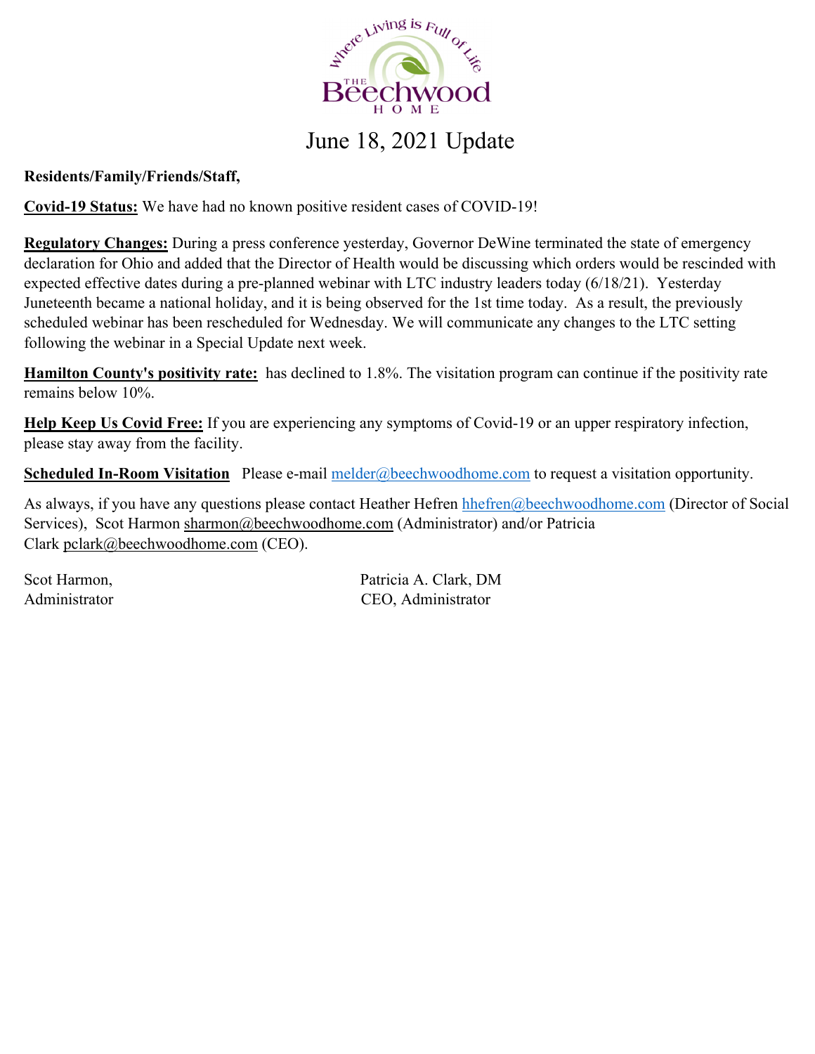# June 18, 2021 Update

**Residents/Family/Friends/Staff,**

**Covid-19 Status:** We have had no known positive resident cases of COVID-19!

**Regulatory Changes:** During a press conference yesterday, Governor DeWine terminated the state of emergency declaration for Ohio and added that the Director of Health would be discussing which orders would be rescinded with expected effective dates during a pre-planned webinar with LTC industry leaders today (6/18/21). Yesterday Juneteenth became a national holiday, and it is being observed for the 1st time today. As a result, the previously scheduled webinar has been rescheduled for Wednesday. We will communicate any changes to the LTC setting following the webinar in a Special Update next week.

**Hamilton County's positivity rate:** has declined to 1.8%. The visitation program can continue if the positivity rate remains below 10%.

**Help Keep Us Covid Free:** If you are experiencing any symptoms of Covid-19 or an upper respiratory infection, please stay away from the facility.

**Scheduled In-Room Visitation** Please e-mail melder@beechwoodhome.com to request a visitation opportunity.

As always, if you have any questions please contact Heather Hefren hhefren@beechwoodhome.com (Director of Social Services), Scot Harmon sharmon@beechwoodhome.com (Administrator) and/or Patricia Clark pclark@beechwoodhome.com (CEO).

Scot Harmon,
Administrator

Patricia A. Clark, DM
CEO, Administrator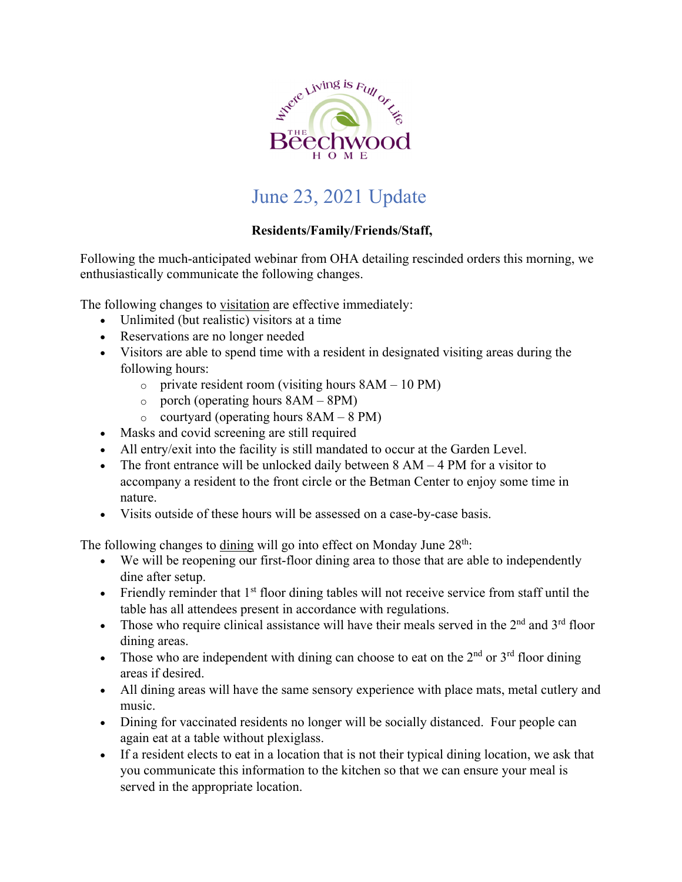# June 23, 2021 Update

**Residents/Family/Friends/Staff,**

Following the much-anticipated webinar from OHA detailing rescinded orders this morning, we enthusiastically communicate the following changes.

The following changes to visitation are effective immediately:

- Unlimited (but realistic) visitors at a time
- Reservations are no longer needed
- Visitors are able to spend time with a resident in designated visiting areas during the following hours:
  - private resident room (visiting hours 8AM – 10 PM)
  - porch (operating hours 8AM – 8PM)
  - courtyard (operating hours 8AM – 8 PM)
- Masks and covid screening are still required
- All entry/exit into the facility is still mandated to occur at the Garden Level.
- The front entrance will be unlocked daily between 8 AM – 4 PM for a visitor to accompany a resident to the front circle or the Betman Center to enjoy some time in nature.
- Visits outside of these hours will be assessed on a case-by-case basis.

The following changes to dining will go into effect on Monday June 28th:

- We will be reopening our first-floor dining area to those that are able to independently dine after setup.
- Friendly reminder that 1st floor dining tables will not receive service from staff until the table has all attendees present in accordance with regulations.
- Those who require clinical assistance will have their meals served in the 2nd and 3rd floor dining areas.
- Those who are independent with dining can choose to eat on the 2nd or 3rd floor dining areas if desired.
- All dining areas will have the same sensory experience with place mats, metal cutlery and music.
- Dining for vaccinated residents no longer will be socially distanced. Four people can again eat at a table without plexiglass.
- If a resident elects to eat in a location that is not their typical dining location, we ask that you communicate this information to the kitchen so that we can ensure your meal is served in the appropriate location.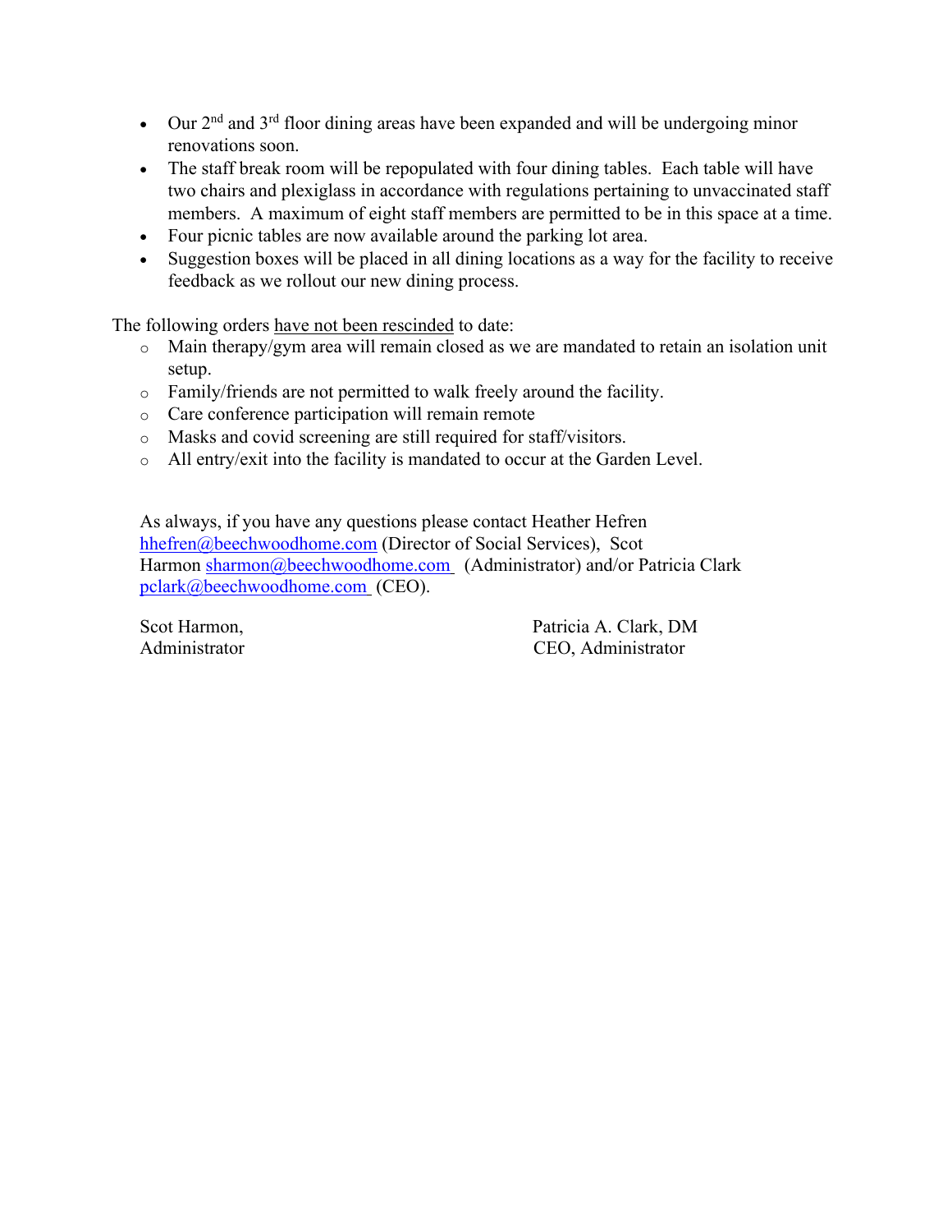- Our 2nd and 3rd floor dining areas have been expanded and will be undergoing minor renovations soon.
- The staff break room will be repopulated with four dining tables. Each table will have two chairs and plexiglass in accordance with regulations pertaining to unvaccinated staff members. A maximum of eight staff members are permitted to be in this space at a time.
- Four picnic tables are now available around the parking lot area.
- Suggestion boxes will be placed in all dining locations as a way for the facility to receive feedback as we rollout our new dining process.

The following orders <u>have not been rescinded</u> to date:

- Main therapy/gym area will remain closed as we are mandated to retain an isolation unit setup.
- Family/friends are not permitted to walk freely around the facility.
- Care conference participation will remain remote
- Masks and covid screening are still required for staff/visitors.
- All entry/exit into the facility is mandated to occur at the Garden Level.

As always, if you have any questions please contact Heather Hefren hhefren@beechwoodhome.com (Director of Social Services), Scot Harmon sharmon@beechwoodhome.com (Administrator) and/or Patricia Clark pclark@beechwoodhome.com (CEO).

Scot Harmon,
Administrator

Patricia A. Clark, DM
CEO, Administrator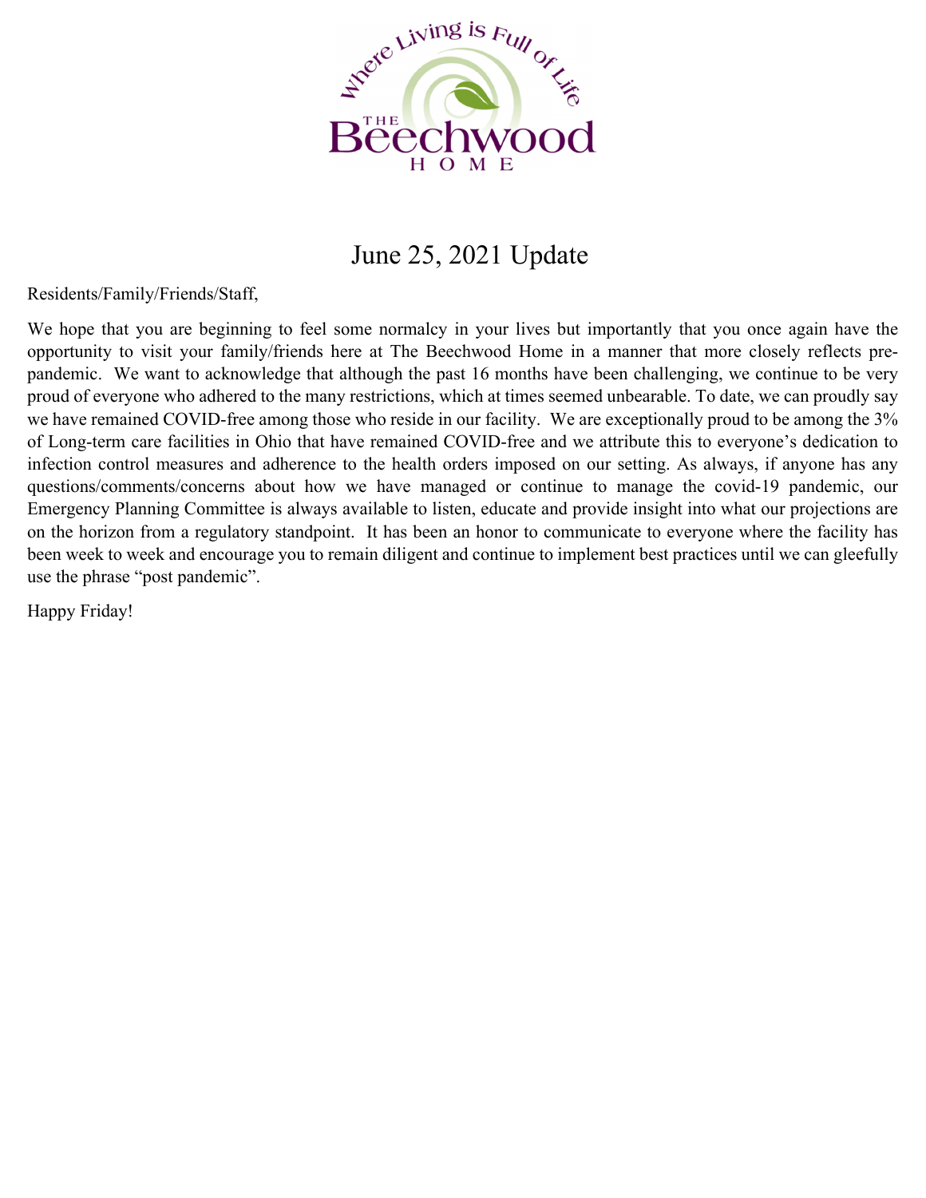# June 25, 2021 Update

Residents/Family/Friends/Staff,

We hope that you are beginning to feel some normalcy in your lives but importantly that you once again have the opportunity to visit your family/friends here at The Beechwood Home in a manner that more closely reflects pre-pandemic. We want to acknowledge that although the past 16 months have been challenging, we continue to be very proud of everyone who adhered to the many restrictions, which at times seemed unbearable. To date, we can proudly say we have remained COVID-free among those who reside in our facility. We are exceptionally proud to be among the 3% of Long-term care facilities in Ohio that have remained COVID-free and we attribute this to everyone's dedication to infection control measures and adherence to the health orders imposed on our setting. As always, if anyone has any questions/comments/concerns about how we have managed or continue to manage the covid-19 pandemic, our Emergency Planning Committee is always available to listen, educate and provide insight into what our projections are on the horizon from a regulatory standpoint. It has been an honor to communicate to everyone where the facility has been week to week and encourage you to remain diligent and continue to implement best practices until we can gleefully use the phrase "post pandemic".

Happy Friday!